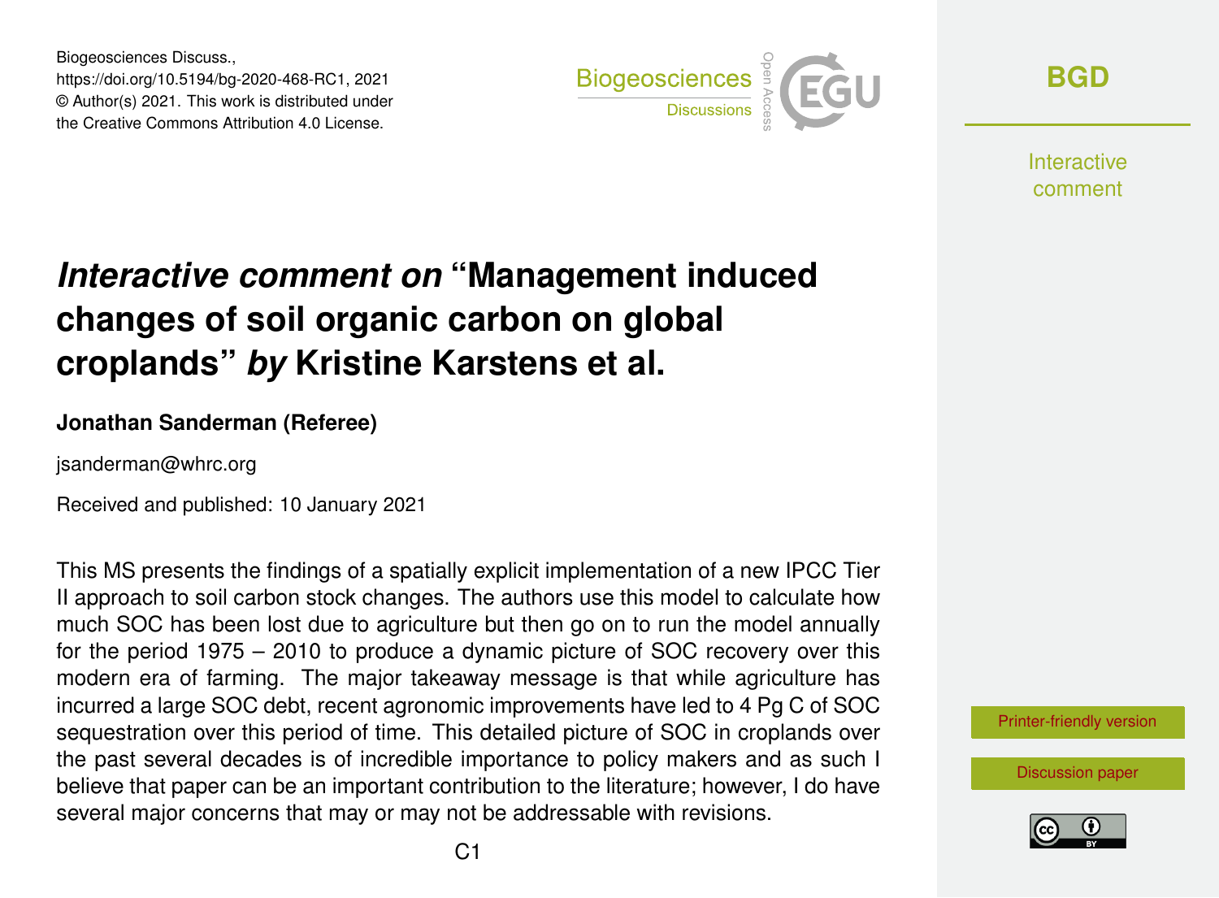Biogeosciences Discuss.,
https://doi.org/10.5194/bg-2020-468-RC1, 2021
© Author(s) 2021. This work is distributed under
the Creative Commons Attribution 4.0 License.

# *Interactive comment on* "Management induced changes of soil organic carbon on global croplands" *by* Kristine Karstens et al.

**Jonathan Sanderman (Referee)**

jsanderman@whrc.org

Received and published: 10 January 2021

This MS presents the findings of a spatially explicit implementation of a new IPCC Tier II approach to soil carbon stock changes. The authors use this model to calculate how much SOC has been lost due to agriculture but then go on to run the model annually for the period 1975 – 2010 to produce a dynamic picture of SOC recovery over this modern era of farming. The major takeaway message is that while agriculture has incurred a large SOC debt, recent agronomic improvements have led to 4 Pg C of SOC sequestration over this period of time. This detailed picture of SOC in croplands over the past several decades is of incredible importance to policy makers and as such I believe that paper can be an important contribution to the literature; however, I do have several major concerns that may or may not be addressable with revisions.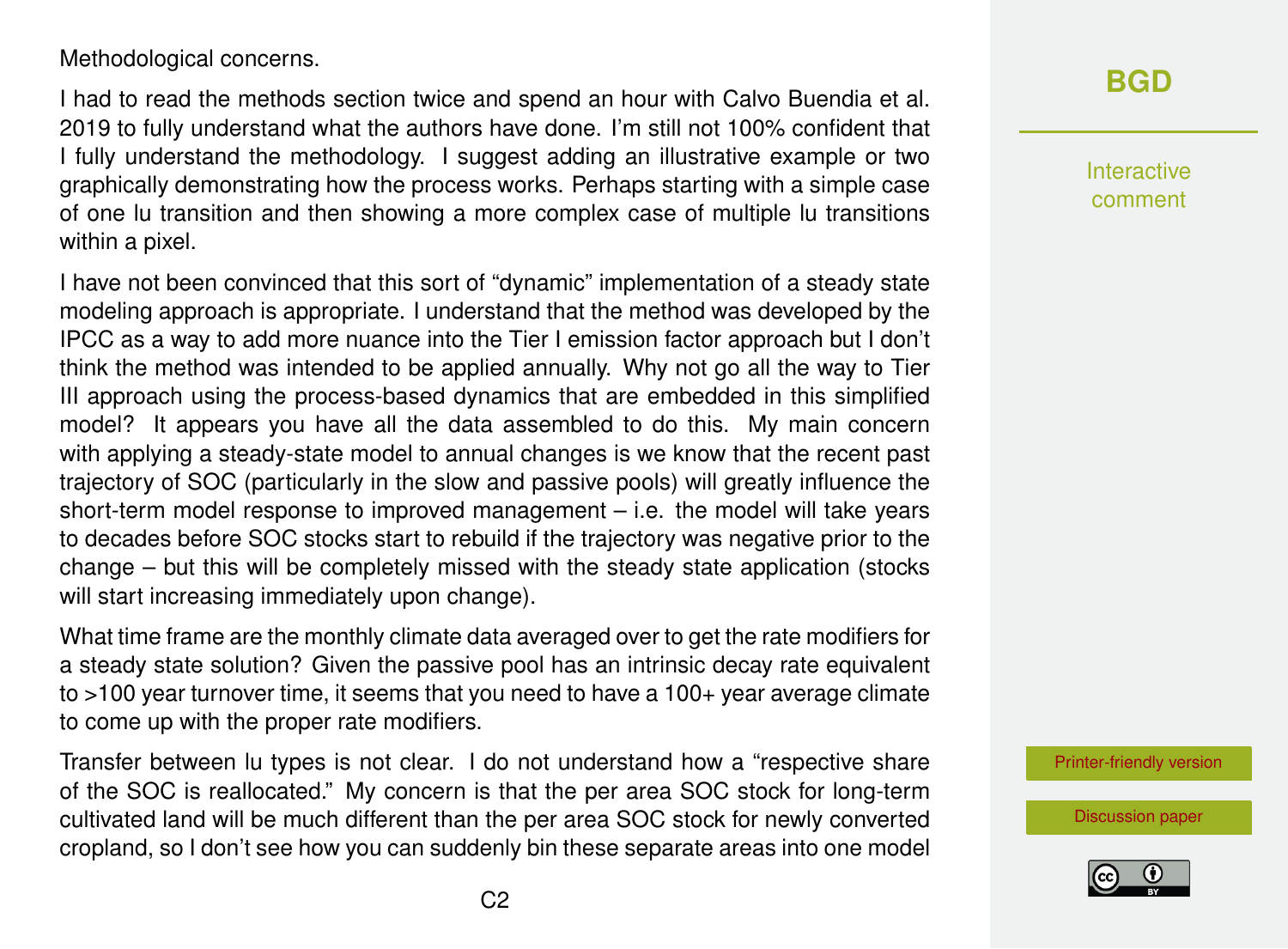Methodological concerns.

I had to read the methods section twice and spend an hour with Calvo Buendia et al. 2019 to fully understand what the authors have done. I'm still not 100% confident that I fully understand the methodology. I suggest adding an illustrative example or two graphically demonstrating how the process works. Perhaps starting with a simple case of one lu transition and then showing a more complex case of multiple lu transitions within a pixel.

I have not been convinced that this sort of "dynamic" implementation of a steady state modeling approach is appropriate. I understand that the method was developed by the IPCC as a way to add more nuance into the Tier I emission factor approach but I don't think the method was intended to be applied annually. Why not go all the way to Tier III approach using the process-based dynamics that are embedded in this simplified model? It appears you have all the data assembled to do this. My main concern with applying a steady-state model to annual changes is we know that the recent past trajectory of SOC (particularly in the slow and passive pools) will greatly influence the short-term model response to improved management – i.e. the model will take years to decades before SOC stocks start to rebuild if the trajectory was negative prior to the change – but this will be completely missed with the steady state application (stocks will start increasing immediately upon change).

What time frame are the monthly climate data averaged over to get the rate modifiers for a steady state solution? Given the passive pool has an intrinsic decay rate equivalent to >100 year turnover time, it seems that you need to have a 100+ year average climate to come up with the proper rate modifiers.

Transfer between lu types is not clear. I do not understand how a "respective share of the SOC is reallocated." My concern is that the per area SOC stock for long-term cultivated land will be much different than the per area SOC stock for newly converted cropland, so I don't see how you can suddenly bin these separate areas into one model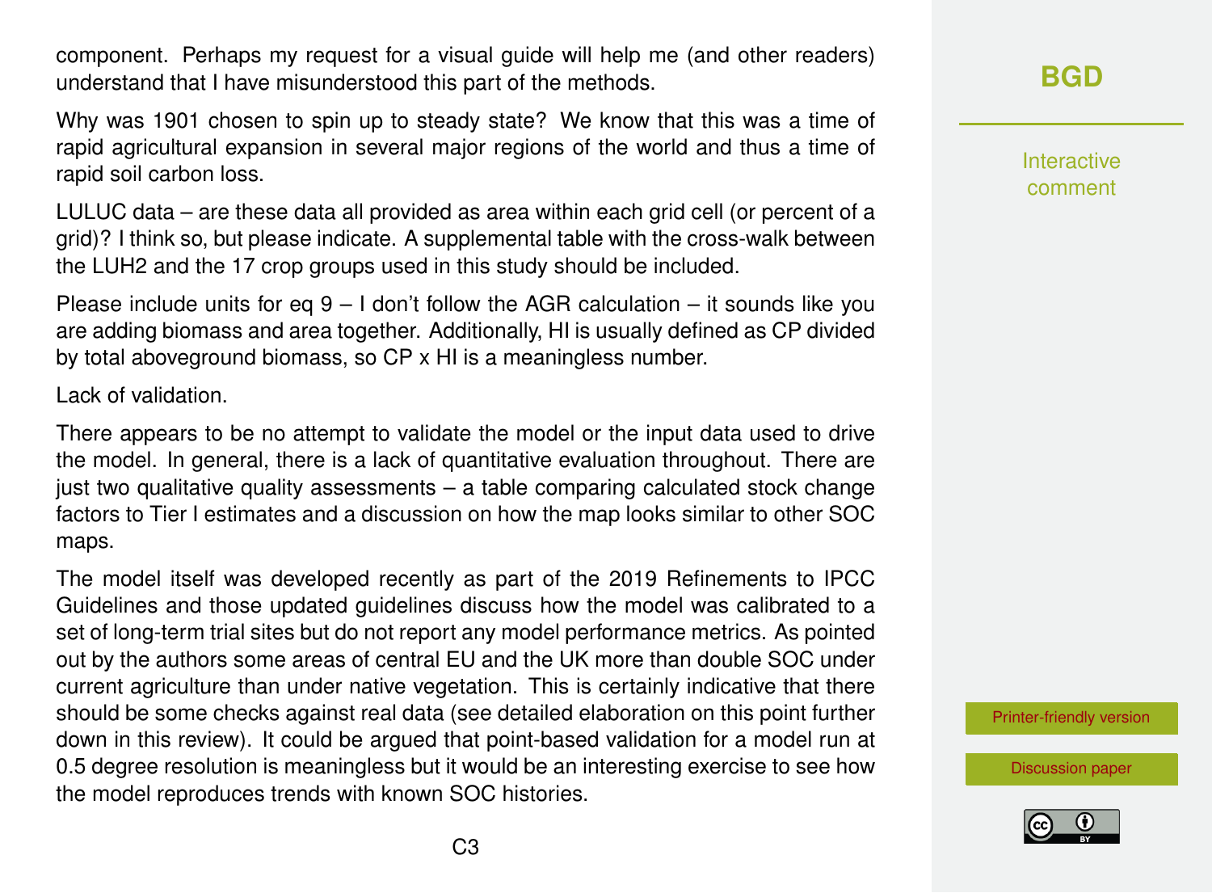component. Perhaps my request for a visual guide will help me (and other readers) understand that I have misunderstood this part of the methods.

Why was 1901 chosen to spin up to steady state? We know that this was a time of rapid agricultural expansion in several major regions of the world and thus a time of rapid soil carbon loss.

LULUC data – are these data all provided as area within each grid cell (or percent of a grid)? I think so, but please indicate. A supplemental table with the cross-walk between the LUH2 and the 17 crop groups used in this study should be included.

Please include units for eq 9 – I don't follow the AGR calculation – it sounds like you are adding biomass and area together. Additionally, HI is usually defined as CP divided by total aboveground biomass, so CP x HI is a meaningless number.

Lack of validation.

There appears to be no attempt to validate the model or the input data used to drive the model. In general, there is a lack of quantitative evaluation throughout. There are just two qualitative quality assessments – a table comparing calculated stock change factors to Tier I estimates and a discussion on how the map looks similar to other SOC maps.

The model itself was developed recently as part of the 2019 Refinements to IPCC Guidelines and those updated guidelines discuss how the model was calibrated to a set of long-term trial sites but do not report any model performance metrics. As pointed out by the authors some areas of central EU and the UK more than double SOC under current agriculture than under native vegetation. This is certainly indicative that there should be some checks against real data (see detailed elaboration on this point further down in this review). It could be argued that point-based validation for a model run at 0.5 degree resolution is meaningless but it would be an interesting exercise to see how the model reproduces trends with known SOC histories.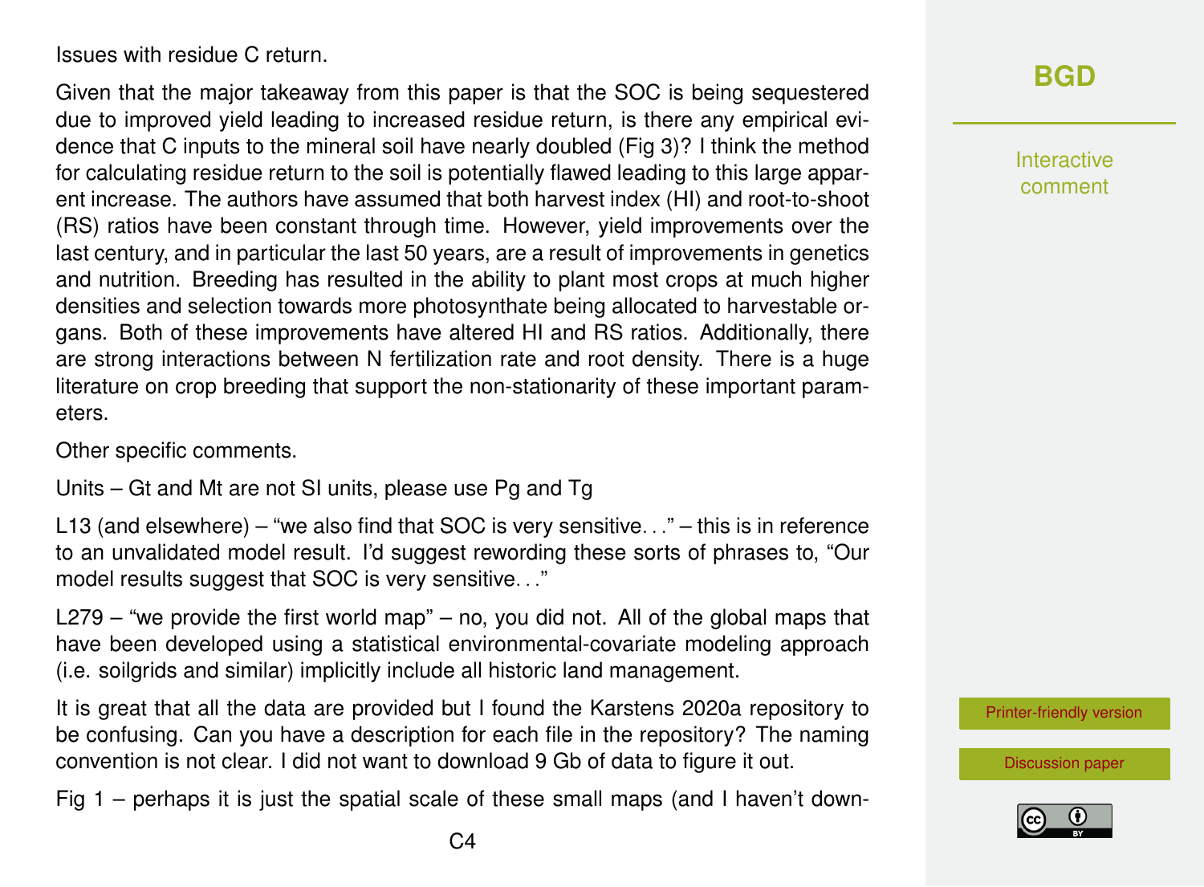Issues with residue C return.

Given that the major takeaway from this paper is that the SOC is being sequestered due to improved yield leading to increased residue return, is there any empirical evidence that C inputs to the mineral soil have nearly doubled (Fig 3)? I think the method for calculating residue return to the soil is potentially flawed leading to this large apparent increase. The authors have assumed that both harvest index (HI) and root-to-shoot (RS) ratios have been constant through time. However, yield improvements over the last century, and in particular the last 50 years, are a result of improvements in genetics and nutrition. Breeding has resulted in the ability to plant most crops at much higher densities and selection towards more photosynthate being allocated to harvestable organs. Both of these improvements have altered HI and RS ratios. Additionally, there are strong interactions between N fertilization rate and root density. There is a huge literature on crop breeding that support the non-stationarity of these important parameters.

Other specific comments.

Units – Gt and Mt are not SI units, please use Pg and Tg

L13 (and elsewhere) – "we also find that SOC is very sensitive. . ." – this is in reference to an unvalidated model result. I'd suggest rewording these sorts of phrases to, "Our model results suggest that SOC is very sensitive. . ."

L279 – "we provide the first world map" – no, you did not. All of the global maps that have been developed using a statistical environmental-covariate modeling approach (i.e. soilgrids and similar) implicitly include all historic land management.

It is great that all the data are provided but I found the Karstens 2020a repository to be confusing. Can you have a description for each file in the repository? The naming convention is not clear. I did not want to download 9 Gb of data to figure it out.

Fig 1 – perhaps it is just the spatial scale of these small maps (and I haven't down-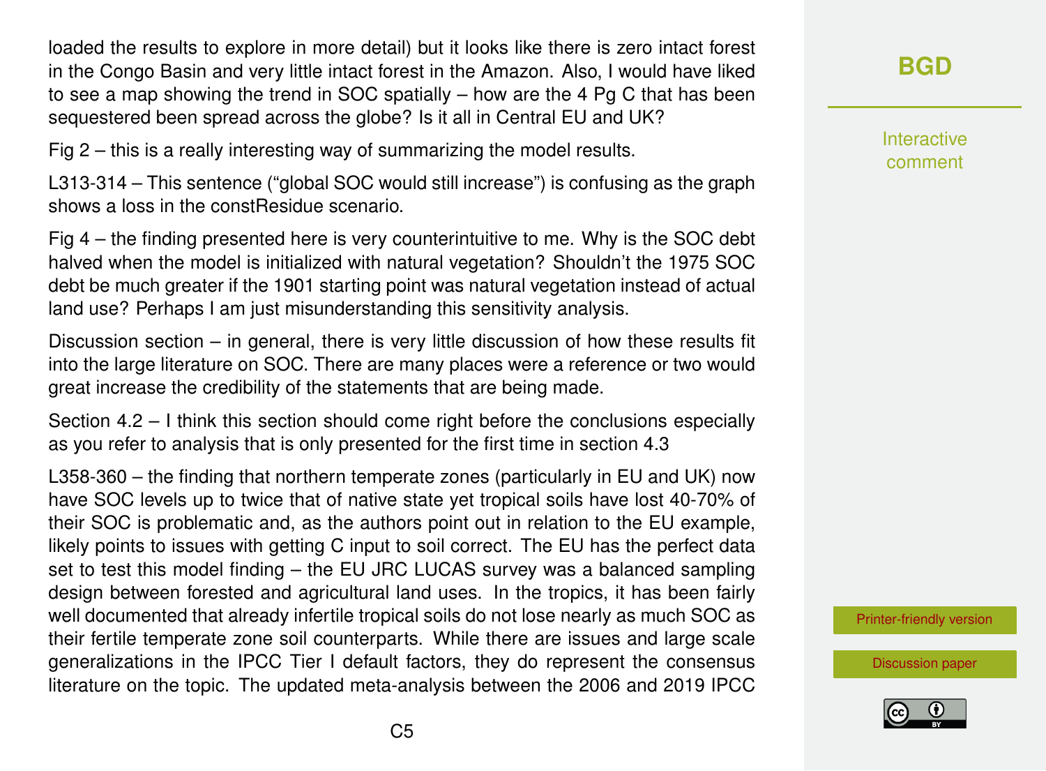loaded the results to explore in more detail) but it looks like there is zero intact forest in the Congo Basin and very little intact forest in the Amazon. Also, I would have liked to see a map showing the trend in SOC spatially – how are the 4 Pg C that has been sequestered been spread across the globe? Is it all in Central EU and UK?

Fig 2 – this is a really interesting way of summarizing the model results.

L313-314 – This sentence ("global SOC would still increase") is confusing as the graph shows a loss in the constResidue scenario.

Fig 4 – the finding presented here is very counterintuitive to me. Why is the SOC debt halved when the model is initialized with natural vegetation? Shouldn't the 1975 SOC debt be much greater if the 1901 starting point was natural vegetation instead of actual land use? Perhaps I am just misunderstanding this sensitivity analysis.

Discussion section – in general, there is very little discussion of how these results fit into the large literature on SOC. There are many places were a reference or two would great increase the credibility of the statements that are being made.

Section 4.2 – I think this section should come right before the conclusions especially as you refer to analysis that is only presented for the first time in section 4.3

L358-360 – the finding that northern temperate zones (particularly in EU and UK) now have SOC levels up to twice that of native state yet tropical soils have lost 40-70% of their SOC is problematic and, as the authors point out in relation to the EU example, likely points to issues with getting C input to soil correct. The EU has the perfect data set to test this model finding – the EU JRC LUCAS survey was a balanced sampling design between forested and agricultural land uses. In the tropics, it has been fairly well documented that already infertile tropical soils do not lose nearly as much SOC as their fertile temperate zone soil counterparts. While there are issues and large scale generalizations in the IPCC Tier I default factors, they do represent the consensus literature on the topic. The updated meta-analysis between the 2006 and 2019 IPCC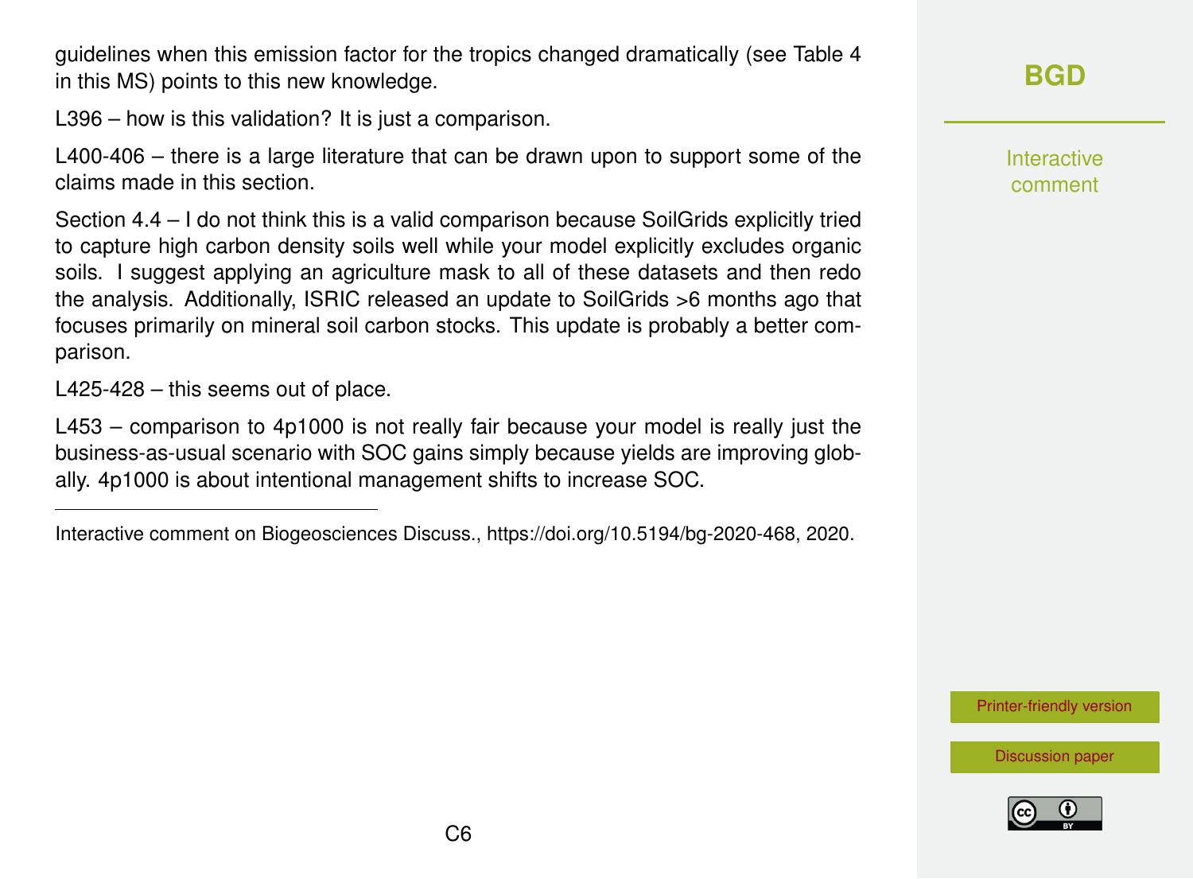guidelines when this emission factor for the tropics changed dramatically (see Table 4 in this MS) points to this new knowledge.

L396 – how is this validation? It is just a comparison.

L400-406 – there is a large literature that can be drawn upon to support some of the claims made in this section.

Section 4.4 – I do not think this is a valid comparison because SoilGrids explicitly tried to capture high carbon density soils well while your model explicitly excludes organic soils. I suggest applying an agriculture mask to all of these datasets and then redo the analysis. Additionally, ISRIC released an update to SoilGrids >6 months ago that focuses primarily on mineral soil carbon stocks. This update is probably a better comparison.

L425-428 – this seems out of place.

L453 – comparison to 4p1000 is not really fair because your model is really just the business-as-usual scenario with SOC gains simply because yields are improving globally. 4p1000 is about intentional management shifts to increase SOC.

---

Interactive comment on Biogeosciences Discuss., https://doi.org/10.5194/bg-2020-468, 2020.